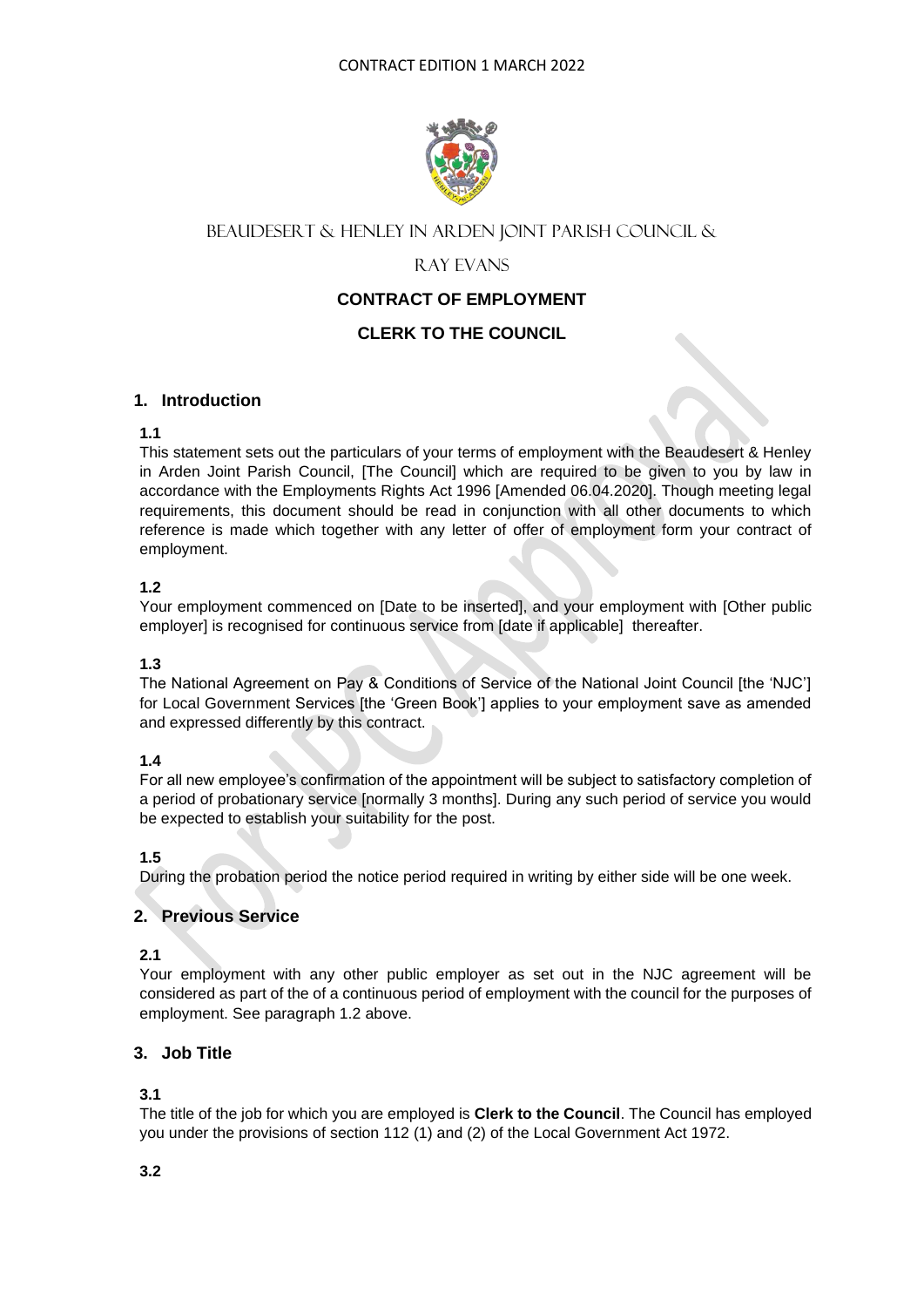CONTRACT EDITION 1 MARCH 2022

BEAUDESERT & HENLEY IN ARDEN JOINT PARISH COUNCIL &

RAY EVANS

**CONTRACT OF EMPLOYMENT**

**CLERK TO THE COUNCIL**

## 1. Introduction

**1.1**

This statement sets out the particulars of your terms of employment with the Beaudesert & Henley in Arden Joint Parish Council, [The Council] which are required to be given to you by law in accordance with the Employments Rights Act 1996 [Amended 06.04.2020]. Though meeting legal requirements, this document should be read in conjunction with all other documents to which reference is made which together with any letter of offer of employment form your contract of employment.

**1.2**

Your employment commenced on [Date to be inserted], and your employment with [Other public employer] is recognised for continuous service from [date if applicable] thereafter.

**1.3**

The National Agreement on Pay & Conditions of Service of the National Joint Council [the 'NJC'] for Local Government Services [the 'Green Book'] applies to your employment save as amended and expressed differently by this contract.

**1.4**

For all new employee's confirmation of the appointment will be subject to satisfactory completion of a period of probationary service [normally 3 months]. During any such period of service you would be expected to establish your suitability for the post.

**1.5**

During the probation period the notice period required in writing by either side will be one week.

## 2. Previous Service

**2.1**

Your employment with any other public employer as set out in the NJC agreement will be considered as part of the of a continuous period of employment with the council for the purposes of employment. See paragraph 1.2 above.

## 3. Job Title

**3.1**

The title of the job for which you are employed is **Clerk to the Council**. The Council has employed you under the provisions of section 112 (1) and (2) of the Local Government Act 1972.

**3.2**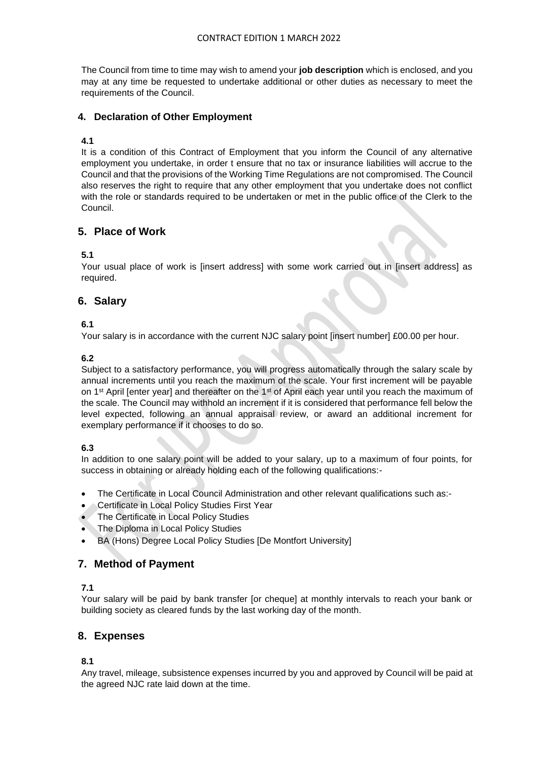The Council from time to time may wish to amend your **job description** which is enclosed, and you may at any time be requested to undertake additional or other duties as necessary to meet the requirements of the Council.

## 4. Declaration of Other Employment

**4.1**

It is a condition of this Contract of Employment that you inform the Council of any alternative employment you undertake, in order t ensure that no tax or insurance liabilities will accrue to the Council and that the provisions of the Working Time Regulations are not compromised. The Council also reserves the right to require that any other employment that you undertake does not conflict with the role or standards required to be undertaken or met in the public office of the Clerk to the Council.

## 5. Place of Work

**5.1**

Your usual place of work is [insert address] with some work carried out in [insert address] as required.

## 6. Salary

**6.1**

Your salary is in accordance with the current NJC salary point [insert number] £00.00 per hour.

**6.2**

Subject to a satisfactory performance, you will progress automatically through the salary scale by annual increments until you reach the maximum of the scale. Your first increment will be payable on 1st April [enter year] and thereafter on the 1st of April each year until you reach the maximum of the scale. The Council may withhold an increment if it is considered that performance fell below the level expected, following an annual appraisal review, or award an additional increment for exemplary performance if it chooses to do so.

**6.3**

In addition to one salary point will be added to your salary, up to a maximum of four points, for success in obtaining or already holding each of the following qualifications:-

- The Certificate in Local Council Administration and other relevant qualifications such as:-
- Certificate in Local Policy Studies First Year
- The Certificate in Local Policy Studies
- The Diploma in Local Policy Studies
- BA (Hons) Degree Local Policy Studies [De Montfort University]

## 7. Method of Payment

**7.1**

Your salary will be paid by bank transfer [or cheque] at monthly intervals to reach your bank or building society as cleared funds by the last working day of the month.

## 8. Expenses

**8.1**

Any travel, mileage, subsistence expenses incurred by you and approved by Council will be paid at the agreed NJC rate laid down at the time.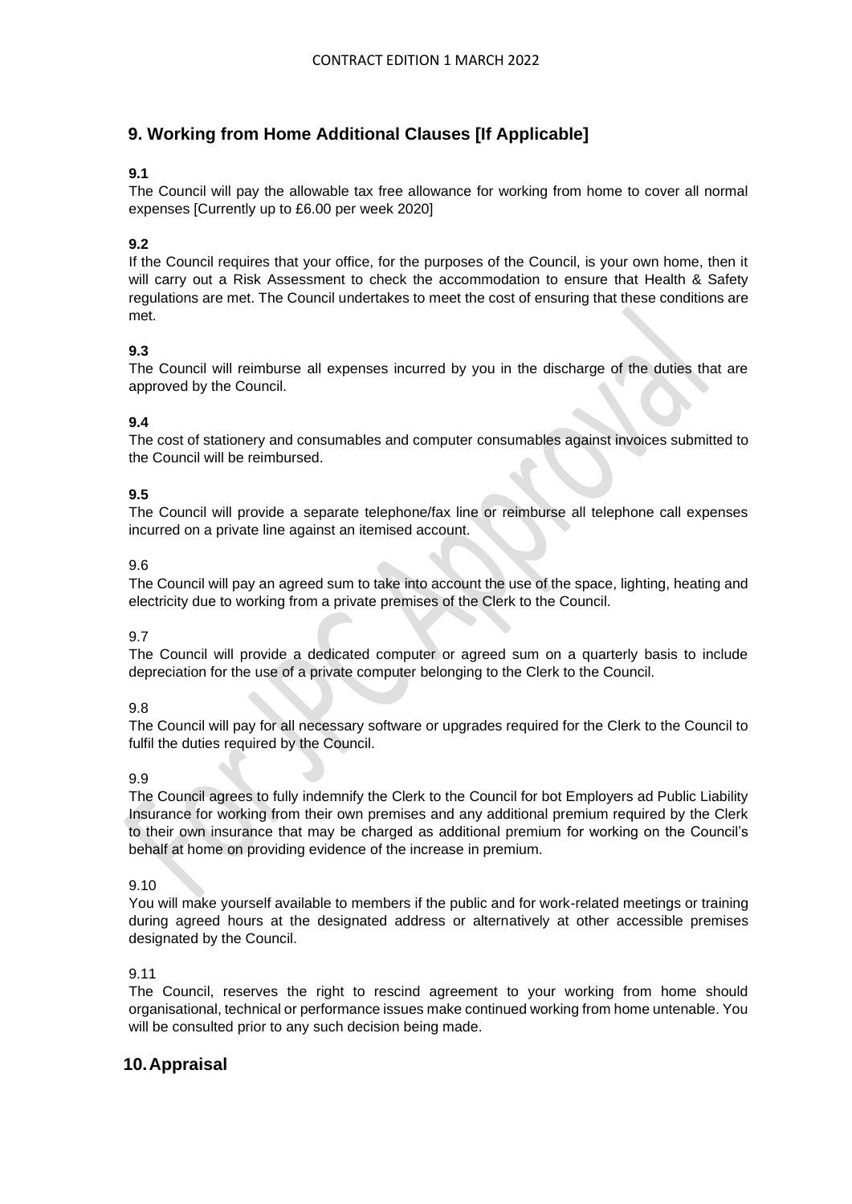## 9. Working from Home Additional Clauses [If Applicable]

**9.1**
The Council will pay the allowable tax free allowance for working from home to cover all normal expenses [Currently up to £6.00 per week 2020]

**9.2**
If the Council requires that your office, for the purposes of the Council, is your own home, then it will carry out a Risk Assessment to check the accommodation to ensure that Health & Safety regulations are met. The Council undertakes to meet the cost of ensuring that these conditions are met.

**9.3**
The Council will reimburse all expenses incurred by you in the discharge of the duties that are approved by the Council.

**9.4**
The cost of stationery and consumables and computer consumables against invoices submitted to the Council will be reimbursed.

**9.5**
The Council will provide a separate telephone/fax line or reimburse all telephone call expenses incurred on a private line against an itemised account.

9.6
The Council will pay an agreed sum to take into account the use of the space, lighting, heating and electricity due to working from a private premises of the Clerk to the Council.

9.7
The Council will provide a dedicated computer or agreed sum on a quarterly basis to include depreciation for the use of a private computer belonging to the Clerk to the Council.

9.8
The Council will pay for all necessary software or upgrades required for the Clerk to the Council to fulfil the duties required by the Council.

9.9
The Council agrees to fully indemnify the Clerk to the Council for bot Employers ad Public Liability Insurance for working from their own premises and any additional premium required by the Clerk to their own insurance that may be charged as additional premium for working on the Council's behalf at home on providing evidence of the increase in premium.

9.10
You will make yourself available to members if the public and for work-related meetings or training during agreed hours at the designated address or alternatively at other accessible premises designated by the Council.

9.11
The Council, reserves the right to rescind agreement to your working from home should organisational, technical or performance issues make continued working from home untenable. You will be consulted prior to any such decision being made.

## 10. Appraisal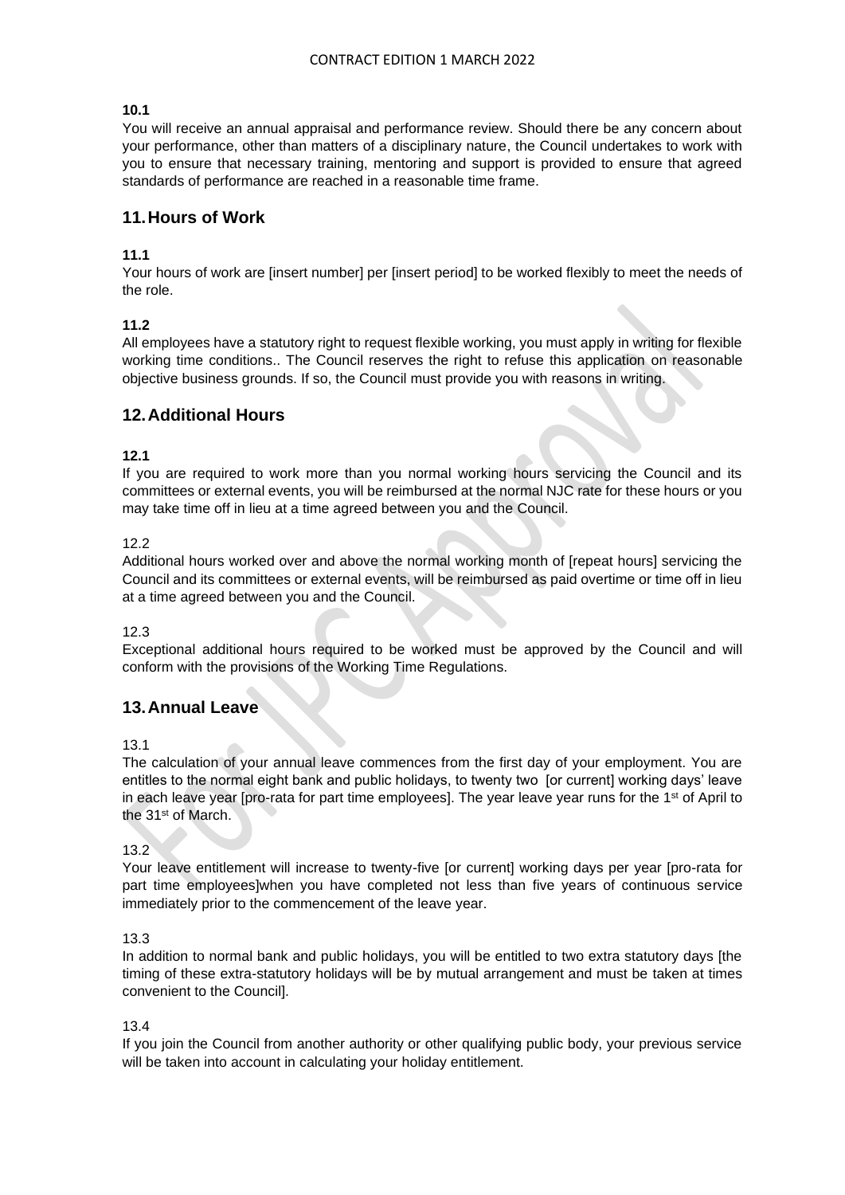**10.1**
You will receive an annual appraisal and performance review. Should there be any concern about your performance, other than matters of a disciplinary nature, the Council undertakes to work with you to ensure that necessary training, mentoring and support is provided to ensure that agreed standards of performance are reached in a reasonable time frame.

## 11. Hours of Work

**11.1**
Your hours of work are [insert number] per [insert period] to be worked flexibly to meet the needs of the role.

**11.2**
All employees have a statutory right to request flexible working, you must apply in writing for flexible working time conditions.. The Council reserves the right to refuse this application on reasonable objective business grounds. If so, the Council must provide you with reasons in writing.

## 12. Additional Hours

**12.1**
If you are required to work more than you normal working hours servicing the Council and its committees or external events, you will be reimbursed at the normal NJC rate for these hours or you may take time off in lieu at a time agreed between you and the Council.

12.2
Additional hours worked over and above the normal working month of [repeat hours] servicing the Council and its committees or external events, will be reimbursed as paid overtime or time off in lieu at a time agreed between you and the Council.

12.3
Exceptional additional hours required to be worked must be approved by the Council and will conform with the provisions of the Working Time Regulations.

## 13. Annual Leave

13.1
The calculation of your annual leave commences from the first day of your employment. You are entitles to the normal eight bank and public holidays, to twenty two [or current] working days' leave in each leave year [pro-rata for part time employees]. The year leave year runs for the 1st of April to the 31st of March.

13.2
Your leave entitlement will increase to twenty-five [or current] working days per year [pro-rata for part time employees]when you have completed not less than five years of continuous service immediately prior to the commencement of the leave year.

13.3
In addition to normal bank and public holidays, you will be entitled to two extra statutory days [the timing of these extra-statutory holidays will be by mutual arrangement and must be taken at times convenient to the Council].

13.4
If you join the Council from another authority or other qualifying public body, your previous service will be taken into account in calculating your holiday entitlement.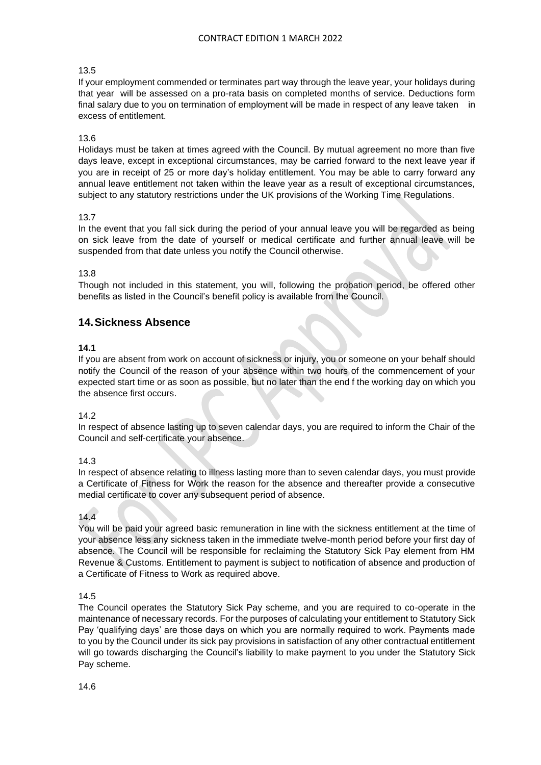13.5

If your employment commended or terminates part way through the leave year, your holidays during that year will be assessed on a pro-rata basis on completed months of service. Deductions form final salary due to you on termination of employment will be made in respect of any leave taken in excess of entitlement.

13.6

Holidays must be taken at times agreed with the Council. By mutual agreement no more than five days leave, except in exceptional circumstances, may be carried forward to the next leave year if you are in receipt of 25 or more day's holiday entitlement. You may be able to carry forward any annual leave entitlement not taken within the leave year as a result of exceptional circumstances, subject to any statutory restrictions under the UK provisions of the Working Time Regulations.

13.7

In the event that you fall sick during the period of your annual leave you will be regarded as being on sick leave from the date of yourself or medical certificate and further annual leave will be suspended from that date unless you notify the Council otherwise.

13.8

Though not included in this statement, you will, following the probation period, be offered other benefits as listed in the Council's benefit policy is available from the Council.

## 14. Sickness Absence

**14.1**

If you are absent from work on account of sickness or injury, you or someone on your behalf should notify the Council of the reason of your absence within two hours of the commencement of your expected start time or as soon as possible, but no later than the end f the working day on which you the absence first occurs.

14.2

In respect of absence lasting up to seven calendar days, you are required to inform the Chair of the Council and self-certificate your absence.

14.3

In respect of absence relating to illness lasting more than to seven calendar days, you must provide a Certificate of Fitness for Work the reason for the absence and thereafter provide a consecutive medial certificate to cover any subsequent period of absence.

14.4

You will be paid your agreed basic remuneration in line with the sickness entitlement at the time of your absence less any sickness taken in the immediate twelve-month period before your first day of absence. The Council will be responsible for reclaiming the Statutory Sick Pay element from HM Revenue & Customs. Entitlement to payment is subject to notification of absence and production of a Certificate of Fitness to Work as required above.

14.5

The Council operates the Statutory Sick Pay scheme, and you are required to co-operate in the maintenance of necessary records. For the purposes of calculating your entitlement to Statutory Sick Pay 'qualifying days' are those days on which you are normally required to work. Payments made to you by the Council under its sick pay provisions in satisfaction of any other contractual entitlement will go towards discharging the Council's liability to make payment to you under the Statutory Sick Pay scheme.

14.6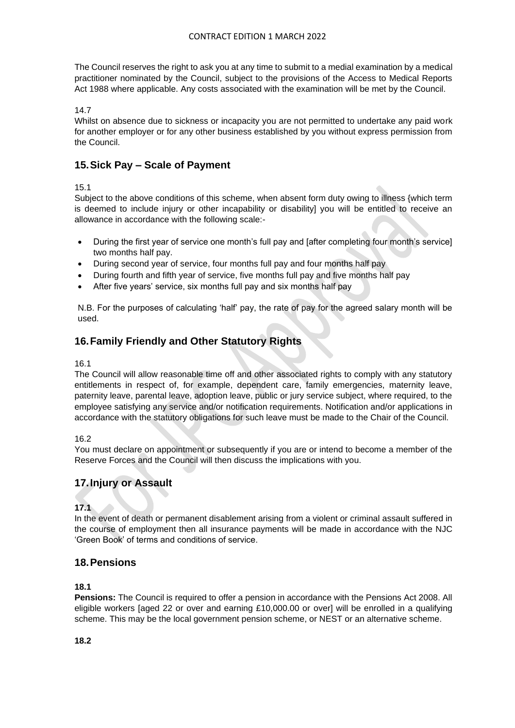The Council reserves the right to ask you at any time to submit to a medial examination by a medical practitioner nominated by the Council, subject to the provisions of the Access to Medical Reports Act 1988 where applicable. Any costs associated with the examination will be met by the Council.

14.7
Whilst on absence due to sickness or incapacity you are not permitted to undertake any paid work for another employer or for any other business established by you without express permission from the Council.

## 15. Sick Pay – Scale of Payment

15.1
Subject to the above conditions of this scheme, when absent form duty owing to illness {which term is deemed to include injury or other incapability or disability] you will be entitled to receive an allowance in accordance with the following scale:-

- During the first year of service one month's full pay and [after completing four month's service] two months half pay.
- During second year of service, four months full pay and four months half pay
- During fourth and fifth year of service, five months full pay and five months half pay
- After five years' service, six months full pay and six months half pay

N.B. For the purposes of calculating 'half' pay, the rate of pay for the agreed salary month will be used.

## 16. Family Friendly and Other Statutory Rights

16.1
The Council will allow reasonable time off and other associated rights to comply with any statutory entitlements in respect of, for example, dependent care, family emergencies, maternity leave, paternity leave, parental leave, adoption leave, public or jury service subject, where required, to the employee satisfying any service and/or notification requirements. Notification and/or applications in accordance with the statutory obligations for such leave must be made to the Chair of the Council.

16.2
You must declare on appointment or subsequently if you are or intend to become a member of the Reserve Forces and the Council will then discuss the implications with you.

## 17. Injury or Assault

**17.1**
In the event of death or permanent disablement arising from a violent or criminal assault suffered in the course of employment then all insurance payments will be made in accordance with the NJC 'Green Book' of terms and conditions of service.

## 18. Pensions

**18.1**
**Pensions:** The Council is required to offer a pension in accordance with the Pensions Act 2008. All eligible workers [aged 22 or over and earning £10,000.00 or over] will be enrolled in a qualifying scheme. This may be the local government pension scheme, or NEST or an alternative scheme.

**18.2**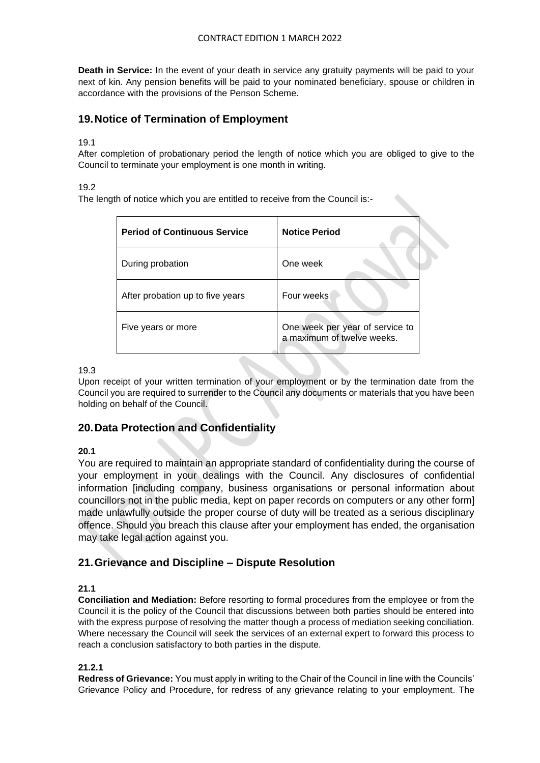**Death in Service:** In the event of your death in service any gratuity payments will be paid to your next of kin. Any pension benefits will be paid to your nominated beneficiary, spouse or children in accordance with the provisions of the Penson Scheme.

## 19. Notice of Termination of Employment

19.1

After completion of probationary period the length of notice which you are obliged to give to the Council to terminate your employment is one month in writing.

19.2

The length of notice which you are entitled to receive from the Council is:-

| Period of Continuous Service | Notice Period |
|---|---|
| During probation | One week |
| After probation up to five years | Four weeks |
| Five years or more | One week per year of service to a maximum of twelve weeks. |

19.3

Upon receipt of your written termination of your employment or by the termination date from the Council you are required to surrender to the Council any documents or materials that you have been holding on behalf of the Council.

## 20. Data Protection and Confidentiality

**20.1**

You are required to maintain an appropriate standard of confidentiality during the course of your employment in your dealings with the Council. Any disclosures of confidential information [including company, business organisations or personal information about councillors not in the public media, kept on paper records on computers or any other form] made unlawfully outside the proper course of duty will be treated as a serious disciplinary offence. Should you breach this clause after your employment has ended, the organisation may take legal action against you.

## 21. Grievance and Discipline – Dispute Resolution

**21.1**

**Conciliation and Mediation:** Before resorting to formal procedures from the employee or from the Council it is the policy of the Council that discussions between both parties should be entered into with the express purpose of resolving the matter though a process of mediation seeking conciliation. Where necessary the Council will seek the services of an external expert to forward this process to reach a conclusion satisfactory to both parties in the dispute.

**21.2.1**

**Redress of Grievance:** You must apply in writing to the Chair of the Council in line with the Councils' Grievance Policy and Procedure, for redress of any grievance relating to your employment. The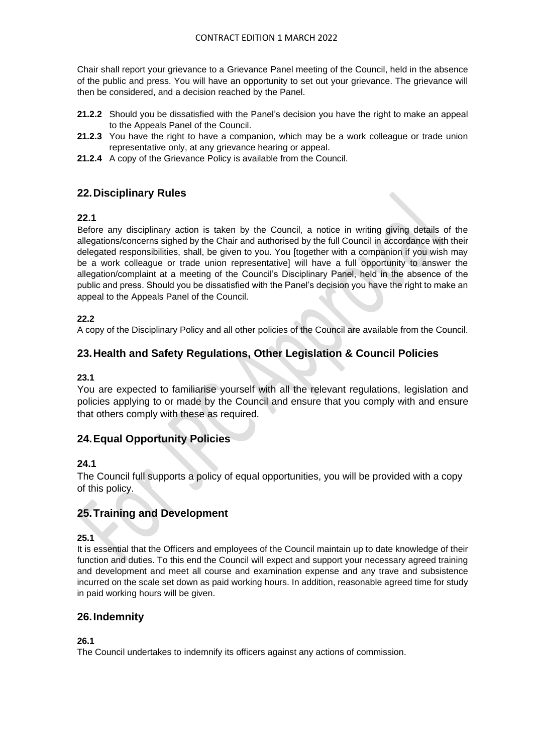Chair shall report your grievance to a Grievance Panel meeting of the Council, held in the absence of the public and press. You will have an opportunity to set out your grievance. The grievance will then be considered, and a decision reached by the Panel.

**21.2.2** Should you be dissatisfied with the Panel's decision you have the right to make an appeal to the Appeals Panel of the Council.

**21.2.3** You have the right to have a companion, which may be a work colleague or trade union representative only, at any grievance hearing or appeal.

**21.2.4** A copy of the Grievance Policy is available from the Council.

## 22. Disciplinary Rules

### 22.1

Before any disciplinary action is taken by the Council, a notice in writing giving details of the allegations/concerns sighed by the Chair and authorised by the full Council in accordance with their delegated responsibilities, shall, be given to you. You [together with a companion if you wish may be a work colleague or trade union representative] will have a full opportunity to answer the allegation/complaint at a meeting of the Council's Disciplinary Panel, held in the absence of the public and press. Should you be dissatisfied with the Panel's decision you have the right to make an appeal to the Appeals Panel of the Council.

### 22.2

A copy of the Disciplinary Policy and all other policies of the Council are available from the Council.

## 23. Health and Safety Regulations, Other Legislation & Council Policies

### 23.1

You are expected to familiarise yourself with all the relevant regulations, legislation and policies applying to or made by the Council and ensure that you comply with and ensure that others comply with these as required.

## 24. Equal Opportunity Policies

### 24.1

The Council full supports a policy of equal opportunities, you will be provided with a copy of this policy.

## 25. Training and Development

### 25.1

It is essential that the Officers and employees of the Council maintain up to date knowledge of their function and duties. To this end the Council will expect and support your necessary agreed training and development and meet all course and examination expense and any trave and subsistence incurred on the scale set down as paid working hours. In addition, reasonable agreed time for study in paid working hours will be given.

## 26. Indemnity

### 26.1

The Council undertakes to indemnify its officers against any actions of commission.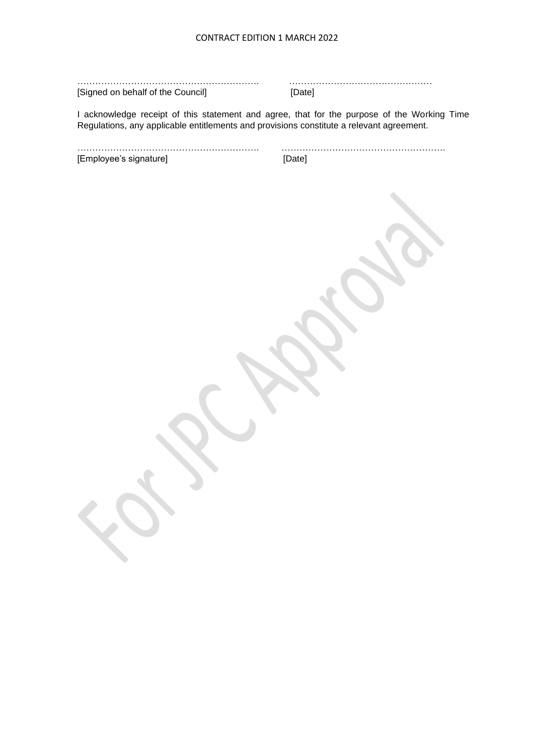……………………………………………………. ………………………………………… 
[Signed on behalf of the Council] [Date]

I acknowledge receipt of this statement and agree, that for the purpose of the Working Time Regulations, any applicable entitlements and provisions constitute a relevant agreement.

……………………………………………………. ………………………………………………. 
[Employee's signature] [Date]

For JPC Approval